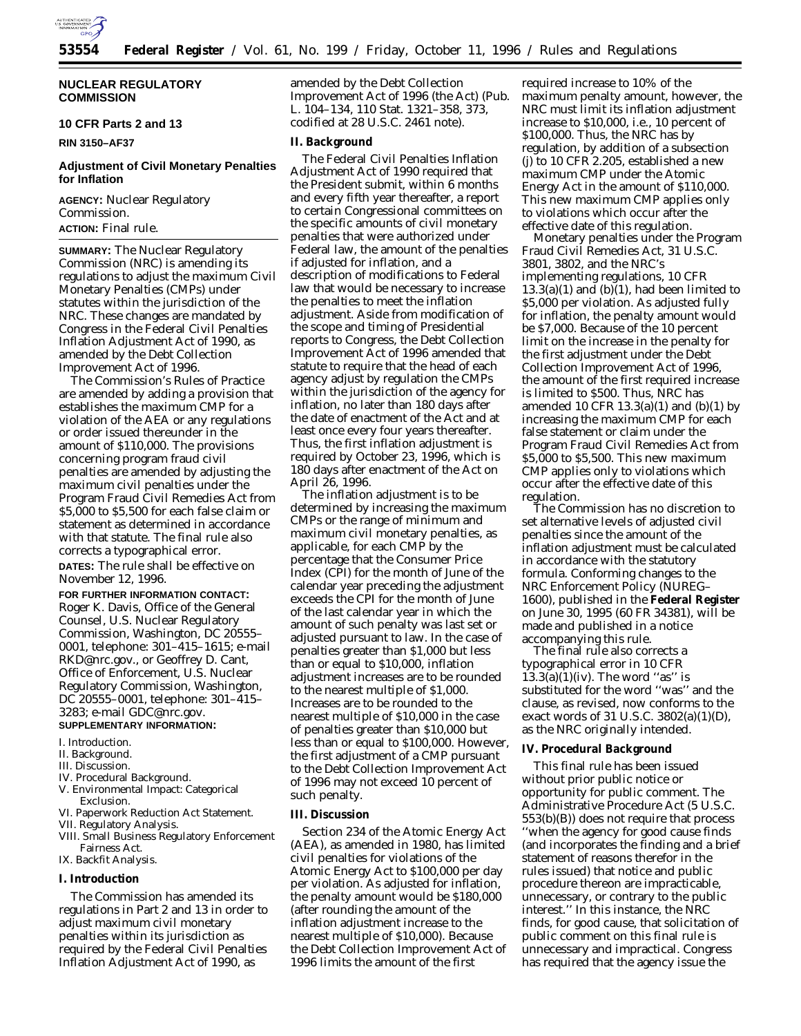## NUCLEAR REGULATORY COMMISSION

### 10 CFR Parts 2 and 13

**RIN 3150–AF37**

### Adjustment of Civil Monetary Penalties for Inflation

**AGENCY:** Nuclear Regulatory Commission.

**ACTION:** Final rule.

**SUMMARY:** The Nuclear Regulatory Commission (NRC) is amending its regulations to adjust the maximum Civil Monetary Penalties (CMPs) under statutes within the jurisdiction of the NRC. These changes are mandated by Congress in the Federal Civil Penalties Inflation Adjustment Act of 1990, as amended by the Debt Collection Improvement Act of 1996.

The Commission's Rules of Practice are amended by adding a provision that establishes the maximum CMP for a violation of the AEA or any regulations or order issued thereunder in the amount of $110,000. The provisions concerning program fraud civil penalties are amended by adjusting the maximum civil penalties under the Program Fraud Civil Remedies Act from $5,000 to $5,500 for each false claim or statement as determined in accordance with that statute. The final rule also corrects a typographical error.

**DATES:** The rule shall be effective on November 12, 1996.

**FOR FURTHER INFORMATION CONTACT:** Roger K. Davis, Office of the General Counsel, U.S. Nuclear Regulatory Commission, Washington, DC 20555–0001, telephone: 301–415–1615; e-mail RKD@nrc.gov., or Geoffrey D. Cant, Office of Enforcement, U.S. Nuclear Regulatory Commission, Washington, DC 20555–0001, telephone: 301–415–3283; e-mail GDC@nrc.gov.

**SUPPLEMENTARY INFORMATION:**

I. Introduction.
II. Background.
III. Discussion.
IV. Procedural Background.
V. Environmental Impact: Categorical Exclusion.
VI. Paperwork Reduction Act Statement.
VII. Regulatory Analysis.
VIII. Small Business Regulatory Enforcement Fairness Act.
IX. Backfit Analysis.

### I. Introduction

The Commission has amended its regulations in Part 2 and 13 in order to adjust maximum civil monetary penalties within its jurisdiction as required by the Federal Civil Penalties Inflation Adjustment Act of 1990, as amended by the Debt Collection Improvement Act of 1996 (the Act) (Pub. L. 104–134, 110 Stat. 1321–358, 373, codified at 28 U.S.C. 2461 note).

### II. Background

The Federal Civil Penalties Inflation Adjustment Act of 1990 required that the President submit, within 6 months and every fifth year thereafter, a report to certain Congressional committees on the specific amounts of civil monetary penalties that were authorized under Federal law, the amount of the penalties if adjusted for inflation, and a description of modifications to Federal law that would be necessary to increase the penalties to meet the inflation adjustment. Aside from modification of the scope and timing of Presidential reports to Congress, the Debt Collection Improvement Act of 1996 amended that statute to require that the head of each agency adjust by regulation the CMPs within the jurisdiction of the agency for inflation, no later than 180 days after the date of enactment of the Act and at least once every four years thereafter. Thus, the first inflation adjustment is required by October 23, 1996, which is 180 days after enactment of the Act on April 26, 1996.

The inflation adjustment is to be determined by increasing the maximum CMPs or the range of minimum and maximum civil monetary penalties, as applicable, for each CMP by the percentage that the Consumer Price Index (CPI) for the month of June of the calendar year preceding the adjustment exceeds the CPI for the month of June of the last calendar year in which the amount of such penalty was last set or adjusted pursuant to law. In the case of penalties greater than $1,000 but less than or equal to $10,000, inflation adjustment increases are to be rounded to the nearest multiple of $1,000. Increases are to be rounded to the nearest multiple of $10,000 in the case of penalties greater than $10,000 but less than or equal to $100,000. However, the first adjustment of a CMP pursuant to the Debt Collection Improvement Act of 1996 may not exceed 10 percent of such penalty.

### III. Discussion

Section 234 of the Atomic Energy Act (AEA), as amended in 1980, has limited civil penalties for violations of the Atomic Energy Act to $100,000 per day per violation. As adjusted for inflation, the penalty amount would be $180,000 (after rounding the amount of the inflation adjustment increase to the nearest multiple of $10,000). Because the Debt Collection Improvement Act of 1996 limits the amount of the first required increase to 10% of the maximum penalty amount, however, the NRC must limit its inflation adjustment increase to $10,000, i.e., 10 percent of $100,000. Thus, the NRC has by regulation, by addition of a subsection (j) to 10 CFR 2.205, established a new maximum CMP under the Atomic Energy Act in the amount of $110,000. This new maximum CMP applies only to violations which occur after the effective date of this regulation.

Monetary penalties under the Program Fraud Civil Remedies Act, 31 U.S.C. 3801, 3802, and the NRC's implementing regulations, 10 CFR 13.3(a)(1) and (b)(1), had been limited to $5,000 per violation. As adjusted fully for inflation, the penalty amount would be $7,000. Because of the 10 percent limit on the increase in the penalty for the first adjustment under the Debt Collection Improvement Act of 1996, the amount of the first required increase is limited to $500. Thus, NRC has amended 10 CFR 13.3(a)(1) and (b)(1) by increasing the maximum CMP for each false statement or claim under the Program Fraud Civil Remedies Act from $5,000 to $5,500. This new maximum CMP applies only to violations which occur after the effective date of this regulation.

The Commission has no discretion to set alternative levels of adjusted civil penalties since the amount of the inflation adjustment must be calculated in accordance with the statutory formula. Conforming changes to the NRC Enforcement Policy (NUREG–1600), published in the **Federal Register** on June 30, 1995 (60 FR 34381), will be made and published in a notice accompanying this rule.

The final rule also corrects a typographical error in 10 CFR 13.3(a)(1)(iv). The word ''as'' is substituted for the word ''was'' and the clause, as revised, now conforms to the exact words of 31 U.S.C. 3802(a)(1)(D), as the NRC originally intended.

### IV. Procedural Background

This final rule has been issued without prior public notice or opportunity for public comment. The Administrative Procedure Act (5 U.S.C. 553(b)(B)) does not require that process ''when the agency for good cause finds (and incorporates the finding and a brief statement of reasons therefor in the rules issued) that notice and public procedure thereon are impracticable, unnecessary, or contrary to the public interest.'' In this instance, the NRC finds, for good cause, that solicitation of public comment on this final rule is unnecessary and impractical. Congress has required that the agency issue the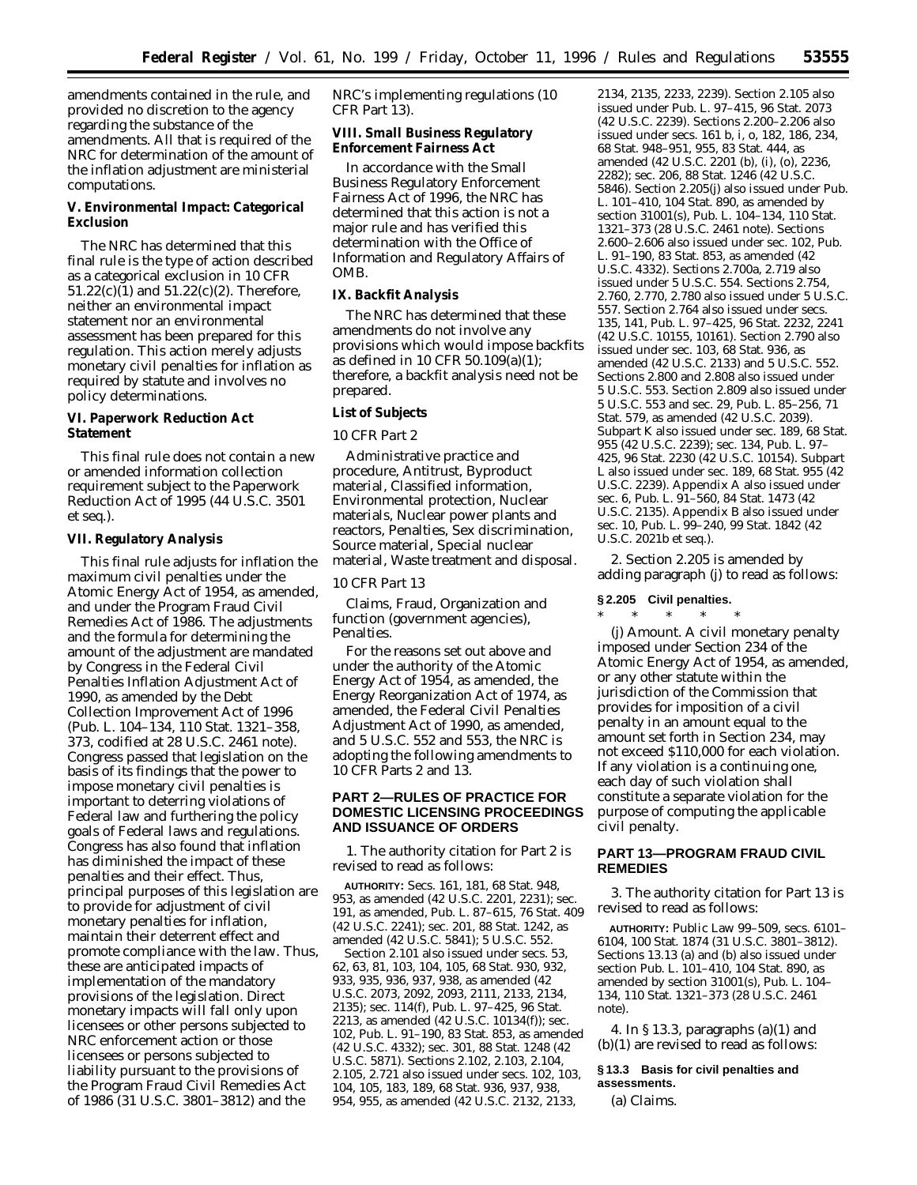amendments contained in the rule, and provided no discretion to the agency regarding the substance of the amendments. All that is required of the NRC for determination of the amount of the inflation adjustment are ministerial computations.

## V. Environmental Impact: Categorical Exclusion

The NRC has determined that this final rule is the type of action described as a categorical exclusion in 10 CFR 51.22(c)(1) and 51.22(c)(2). Therefore, neither an environmental impact statement nor an environmental assessment has been prepared for this regulation. This action merely adjusts monetary civil penalties for inflation as required by statute and involves no policy determinations.

## VI. Paperwork Reduction Act Statement

This final rule does not contain a new or amended information collection requirement subject to the Paperwork Reduction Act of 1995 (44 U.S.C. 3501 et seq.).

## VII. Regulatory Analysis

This final rule adjusts for inflation the maximum civil penalties under the Atomic Energy Act of 1954, as amended, and under the Program Fraud Civil Remedies Act of 1986. The adjustments and the formula for determining the amount of the adjustment are mandated by Congress in the Federal Civil Penalties Inflation Adjustment Act of 1990, as amended by the Debt Collection Improvement Act of 1996 (Pub. L. 104–134, 110 Stat. 1321–358, 373, codified at 28 U.S.C. 2461 note). Congress passed that legislation on the basis of its findings that the power to impose monetary civil penalties is important to deterring violations of Federal law and furthering the policy goals of Federal laws and regulations. Congress has also found that inflation has diminished the impact of these penalties and their effect. Thus, principal purposes of this legislation are to provide for adjustment of civil monetary penalties for inflation, maintain their deterrent effect and promote compliance with the law. Thus, these are anticipated impacts of implementation of the mandatory provisions of the legislation. Direct monetary impacts will fall only upon licensees or other persons subjected to NRC enforcement action or those licensees or persons subjected to liability pursuant to the provisions of the Program Fraud Civil Remedies Act of 1986 (31 U.S.C. 3801–3812) and the NRC's implementing regulations (10 CFR Part 13).

## VIII. Small Business Regulatory Enforcement Fairness Act

In accordance with the Small Business Regulatory Enforcement Fairness Act of 1996, the NRC has determined that this action is not a major rule and has verified this determination with the Office of Information and Regulatory Affairs of OMB.

## IX. Backfit Analysis

The NRC has determined that these amendments do not involve any provisions which would impose backfits as defined in 10 CFR 50.109(a)(1); therefore, a backfit analysis need not be prepared.

## List of Subjects

*10 CFR Part 2*

Administrative practice and procedure, Antitrust, Byproduct material, Classified information, Environmental protection, Nuclear materials, Nuclear power plants and reactors, Penalties, Sex discrimination, Source material, Special nuclear material, Waste treatment and disposal.

*10 CFR Part 13*

Claims, Fraud, Organization and function (government agencies), Penalties.

For the reasons set out above and under the authority of the Atomic Energy Act of 1954, as amended, the Energy Reorganization Act of 1974, as amended, the Federal Civil Penalties Adjustment Act of 1990, as amended, and 5 U.S.C. 552 and 553, the NRC is adopting the following amendments to 10 CFR Parts 2 and 13.

## PART 2—RULES OF PRACTICE FOR DOMESTIC LICENSING PROCEEDINGS AND ISSUANCE OF ORDERS

1. The authority citation for Part 2 is revised to read as follows:

**AUTHORITY:** Secs. 161, 181, 68 Stat. 948, 953, as amended (42 U.S.C. 2201, 2231); sec. 191, as amended, Pub. L. 87–615, 76 Stat. 409 (42 U.S.C. 2241); sec. 201, 88 Stat. 1242, as amended (42 U.S.C. 5841); 5 U.S.C. 552.

Section 2.101 also issued under secs. 53, 62, 63, 81, 103, 104, 105, 68 Stat. 930, 932, 933, 935, 936, 937, 938, as amended (42 U.S.C. 2073, 2092, 2093, 2111, 2133, 2134, 2135); sec. 114(f), Pub. L. 97–425, 96 Stat. 2213, as amended (42 U.S.C. 10134(f)); sec. 102, Pub. L. 91–190, 83 Stat. 853, as amended (42 U.S.C. 4332); sec. 301, 88 Stat. 1248 (42 U.S.C. 5871). Sections 2.102, 2.103, 2.104, 2.105, 2.721 also issued under secs. 102, 103, 104, 105, 183, 189, 68 Stat. 936, 937, 938, 954, 955, as amended (42 U.S.C. 2132, 2133, 2134, 2135, 2233, 2239). Section 2.105 also issued under Pub. L. 97–415, 96 Stat. 2073 (42 U.S.C. 2239). Sections 2.200–2.206 also issued under secs. 161 b, i, o, 182, 186, 234, 68 Stat. 948–951, 955, 83 Stat. 444, as amended (42 U.S.C. 2201 (b), (i), (o), 2236, 2282); sec. 206, 88 Stat. 1246 (42 U.S.C. 5846). Section 2.205(j) also issued under Pub. L. 101–410, 104 Stat. 890, as amended by section 31001(s), Pub. L. 104–134, 110 Stat. 1321–373 (28 U.S.C. 2461 note). Sections 2.600–2.606 also issued under sec. 102, Pub. L. 91–190, 83 Stat. 853, as amended (42 U.S.C. 4332). Sections 2.700a, 2.719 also issued under 5 U.S.C. 554. Sections 2.754, 2.760, 2.770, 2.780 also issued under 5 U.S.C. 557. Section 2.764 also issued under secs. 135, 141, Pub. L. 97–425, 96 Stat. 2232, 2241 (42 U.S.C. 10155, 10161). Section 2.790 also issued under sec. 103, 68 Stat. 936, as amended (42 U.S.C. 2133) and 5 U.S.C. 552. Sections 2.800 and 2.808 also issued under 5 U.S.C. 553. Section 2.809 also issued under 5 U.S.C. 553 and sec. 29, Pub. L. 85–256, 71 Stat. 579, as amended (42 U.S.C. 2039). Subpart K also issued under sec. 189, 68 Stat. 955 (42 U.S.C. 2239); sec. 134, Pub. L. 97–425, 96 Stat. 2230 (42 U.S.C. 10154). Subpart L also issued under sec. 189, 68 Stat. 955 (42 U.S.C. 2239). Appendix A also issued under sec. 6, Pub. L. 91–560, 84 Stat. 1473 (42 U.S.C. 2135). Appendix B also issued under sec. 10, Pub. L. 99–240, 99 Stat. 1842 (42 U.S.C. 2021b et seq.).

2. Section 2.205 is amended by adding paragraph (j) to read as follows:

**§ 2.205 Civil penalties.**

\* \* \* \* \*

(j) *Amount.* A civil monetary penalty imposed under Section 234 of the Atomic Energy Act of 1954, as amended, or any other statute within the jurisdiction of the Commission that provides for imposition of a civil penalty in an amount equal to the amount set forth in Section 234, may not exceed $110,000 for each violation. If any violation is a continuing one, each day of such violation shall constitute a separate violation for the purpose of computing the applicable civil penalty.

## PART 13—PROGRAM FRAUD CIVIL REMEDIES

3. The authority citation for Part 13 is revised to read as follows:

**AUTHORITY:** Public Law 99–509, secs. 6101–6104, 100 Stat. 1874 (31 U.S.C. 3801–3812). Sections 13.13 (a) and (b) also issued under section Pub. L. 101–410, 104 Stat. 890, as amended by section 31001(s), Pub. L. 104–134, 110 Stat. 1321–373 (28 U.S.C. 2461 note).

4. In § 13.3, paragraphs (a)(1) and (b)(1) are revised to read as follows:

**§ 13.3 Basis for civil penalties and assessments.**

(a) *Claims.*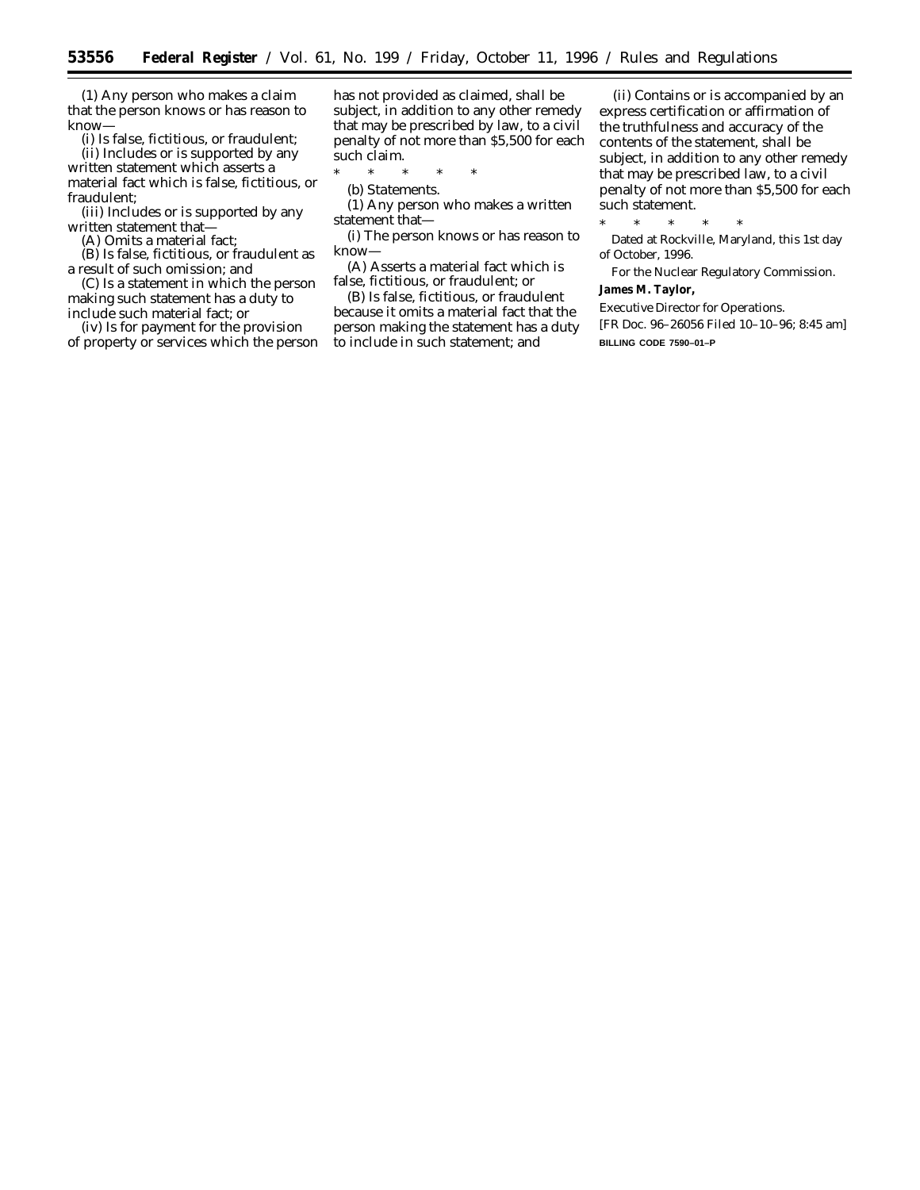(1) Any person who makes a claim that the person knows or has reason to know—

(i) Is false, fictitious, or fraudulent;

(ii) Includes or is supported by any written statement which asserts a material fact which is false, fictitious, or fraudulent;

(iii) Includes or is supported by any written statement that—

(A) Omits a material fact;

(B) Is false, fictitious, or fraudulent as a result of such omission; and

(C) Is a statement in which the person making such statement has a duty to include such material fact; or

(iv) Is for payment for the provision of property or services which the person has not provided as claimed, shall be subject, in addition to any other remedy that may be prescribed by law, to a civil penalty of not more than $5,500 for each such claim.

\* \* \* \* \*

(b) *Statements.*

(1) Any person who makes a written statement that—

(i) The person knows or has reason to know—

(A) Asserts a material fact which is false, fictitious, or fraudulent; or

(B) Is false, fictitious, or fraudulent because it omits a material fact that the person making the statement has a duty to include in such statement; and

(ii) Contains or is accompanied by an express certification or affirmation of the truthfulness and accuracy of the contents of the statement, shall be subject, in addition to any other remedy that may be prescribed law, to a civil penalty of not more than $5,500 for each such statement.

\* \* \* \* \*

Dated at Rockville, Maryland, this 1st day of October, 1996.

For the Nuclear Regulatory Commission.

**James M. Taylor,**

*Executive Director for Operations.*

[FR Doc. 96–26056 Filed 10–10–96; 8:45 am]

**BILLING CODE 7590–01–P**